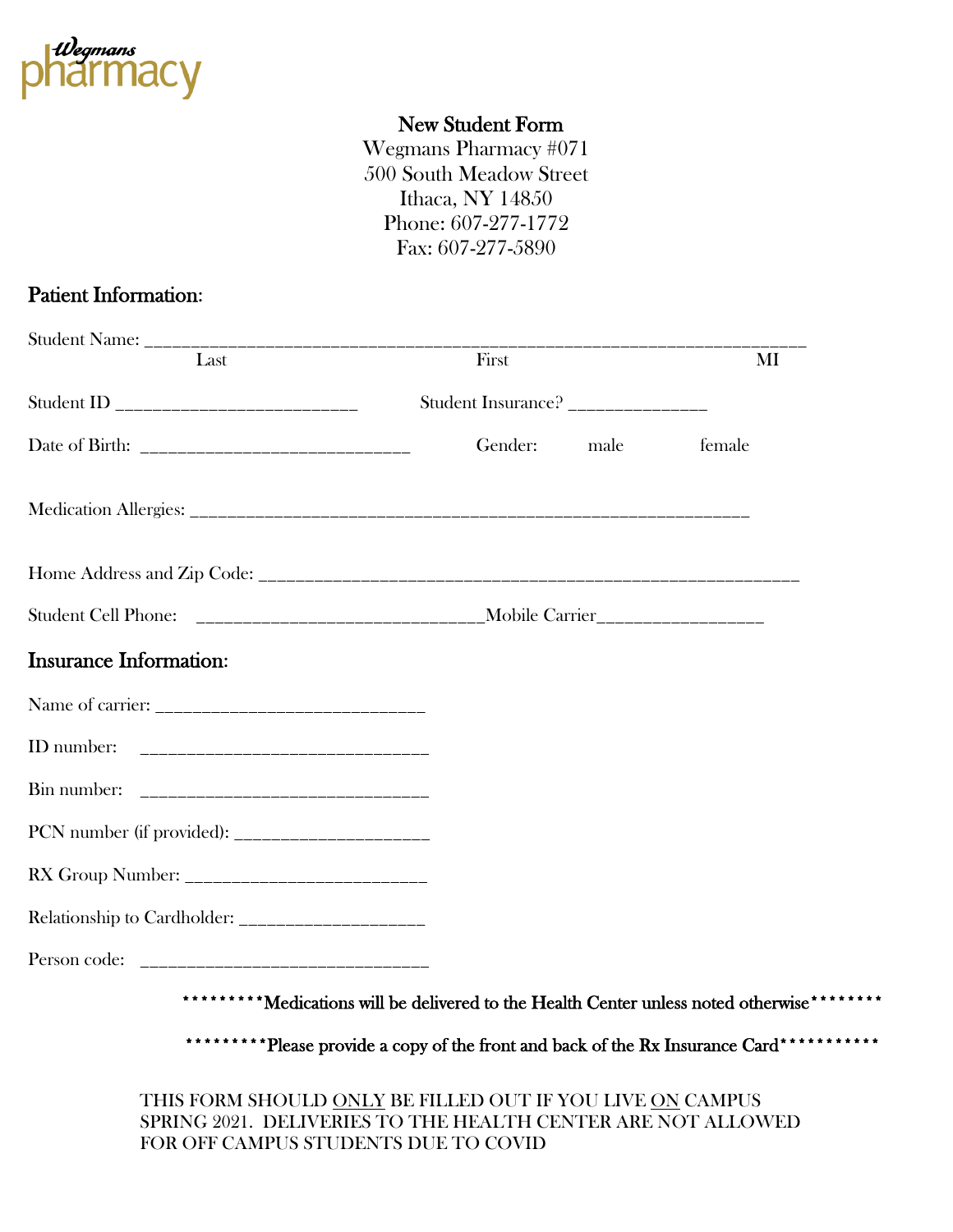Wegmans pharmacy

**New Student Form**
Wegmans Pharmacy #071
500 South Meadow Street
Ithaca, NY 14850
Phone: 607-277-1772
Fax: 607-277-5890

## Patient Information:

Student Name: ___________________________________________________________________________
Last First MI

Student ID ___________________________ Student Insurance? ______________

Date of Birth: ______________________________ Gender: male female

Medication Allergies: _______________________________________________________________

Home Address and Zip Code: ____________________________________________________________

Student Cell Phone: ______________________________Mobile Carrier_________________

## Insurance Information:

Name of carrier: ______________________________

ID number: ________________________________

Bin number: ________________________________

PCN number (if provided): ______________________

RX Group Number: ___________________________

Relationship to Cardholder: ____________________

Person code: ________________________________

*********Medications will be delivered to the Health Center unless noted otherwise********

*********Please provide a copy of the front and back of the Rx Insurance Card***********

THIS FORM SHOULD ONLY BE FILLED OUT IF YOU LIVE ON CAMPUS SPRING 2021. DELIVERIES TO THE HEALTH CENTER ARE NOT ALLOWED FOR OFF CAMPUS STUDENTS DUE TO COVID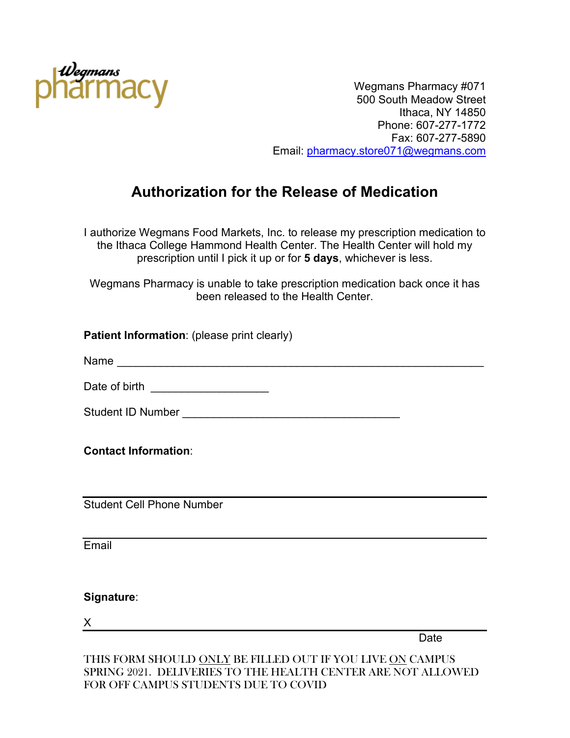Wegmans pharmacy

Wegmans Pharmacy #071
500 South Meadow Street
Ithaca, NY 14850
Phone: 607-277-1772
Fax: 607-277-5890
Email: pharmacy.store071@wegmans.com

# Authorization for the Release of Medication

I authorize Wegmans Food Markets, Inc. to release my prescription medication to the Ithaca College Hammond Health Center. The Health Center will hold my prescription until I pick it up or for **5 days**, whichever is less.

Wegmans Pharmacy is unable to take prescription medication back once it has been released to the Health Center.

**Patient Information**: (please print clearly)

Name ____________________________________________________________

Date of birth ___________________

Student ID Number ___________________________________

**Contact Information**:

______________________________________________________________
Student Cell Phone Number

______________________________________________________________
Email

**Signature**:

X_____________________________________________________________
Date

THIS FORM SHOULD ONLY BE FILLED OUT IF YOU LIVE ON CAMPUS SPRING 2021. DELIVERIES TO THE HEALTH CENTER ARE NOT ALLOWED FOR OFF CAMPUS STUDENTS DUE TO COVID